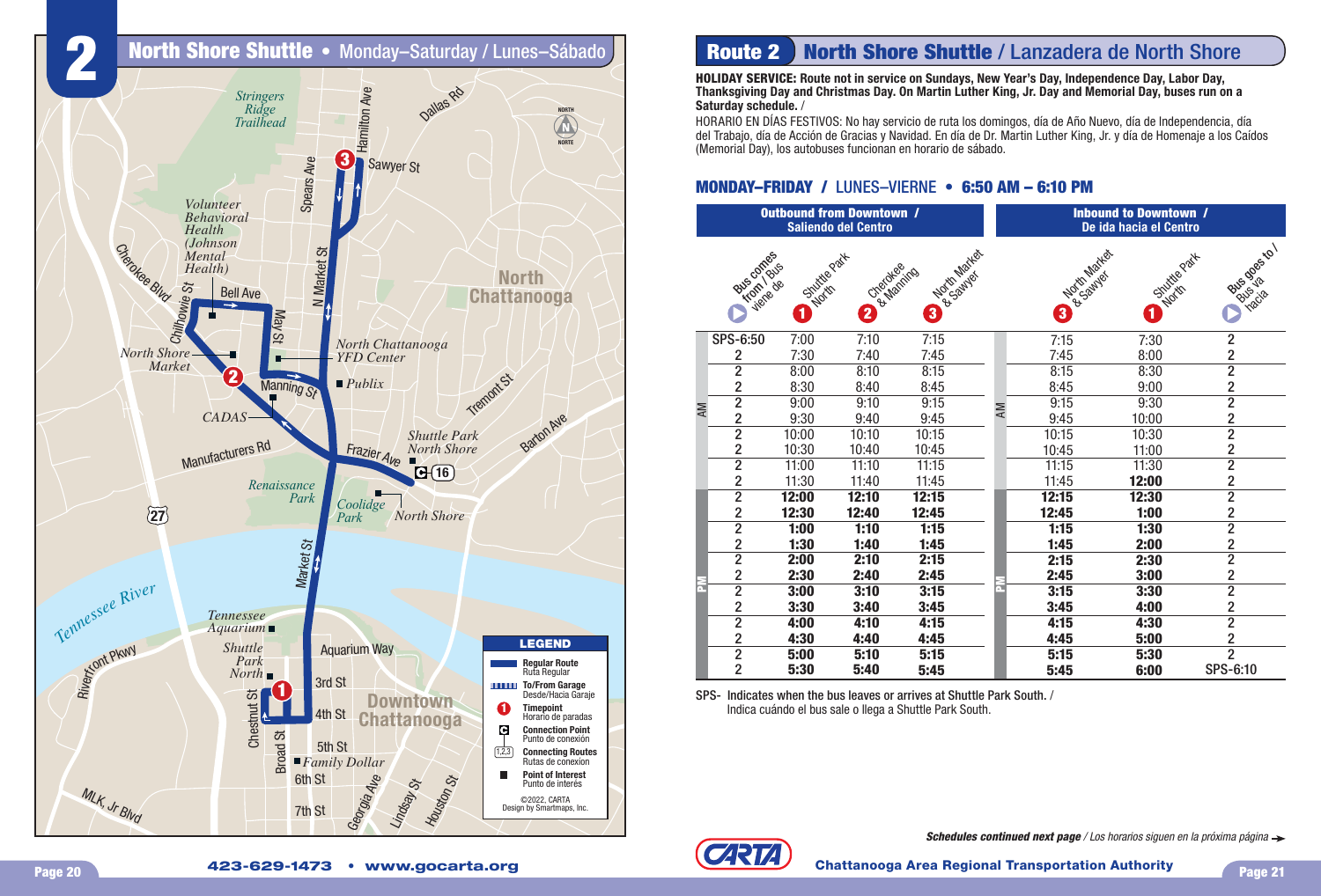# 2 North Shore Shuttle • Monday–Saturday / Lunes–Sábado

Stringers Ridge Trailhead

Volunteer Behavioral Health (Johnson Mental Health)

North Shore Market

CADAS

North Chattanooga YFD Center

Publix

North Chattanooga

Shuttle Park North Shore

Renaissance Park

Coolidge Park

North Shore

Tennessee River

Tennessee Aquarium

Shuttle Park North

Family Dollar

Downtown Chattanooga

**LEGEND**

- Regular Route / Ruta Regular
- To/From Garage / Desde/Hacia Garaje
- Timepoint / Horario de paradas
- Connection Point / Punto de conexión
- Connecting Routes / Rutas de conexión
- Point of Interest / Punto de interés

©2022, CARTA
Design by Smartmaps, Inc.

423-629-1473 • www.gocarta.org

## Route 2 North Shore Shuttle / Lanzadera de North Shore

**HOLIDAY SERVICE: Route not in service on Sundays, New Year's Day, Independence Day, Labor Day, Thanksgiving Day and Christmas Day. On Martin Luther King, Jr. Day and Memorial Day, buses run on a Saturday schedule.** /

HORARIO EN DÍAS FESTIVOS: No hay servicio de ruta los domingos, día de Año Nuevo, día de Independencia, día del Trabajo, día de Acción de Gracias y Navidad. En día de Dr. Martin Luther King, Jr. y día de Homenaje a los Caídos (Memorial Day), los autobuses funcionan en horario de sábado.

### MONDAY–FRIDAY / LUNES–VIERNE • 6:50 AM – 6:10 PM

| | Outbound from Downtown / Saliendo del Centro | | | | | Inbound to Downtown / De ida hacia el Centro | | |
|---|---|---|---|---|---|---|---|---|
| | Bus comes from / Bus viene de | 1 Shuttle Park North | 2 Cherokee & Manning | 3 North Market & Sawyer | | 3 North Market & Sawyer | 1 Shuttle Park North | Bus goes to / Bus va hacia |
| AM | SPS-6:50 | 7:00 | 7:10 | 7:15 | AM | 7:15 | 7:30 | 2 |
| | 2 | 7:30 | 7:40 | 7:45 | | 7:45 | 8:00 | 2 |
| | 2 | 8:00 | 8:10 | 8:15 | | 8:15 | 8:30 | 2 |
| | 2 | 8:30 | 8:40 | 8:45 | | 8:45 | 9:00 | 2 |
| | 2 | 9:00 | 9:10 | 9:15 | | 9:15 | 9:30 | 2 |
| | 2 | 9:30 | 9:40 | 9:45 | | 9:45 | 10:00 | 2 |
| | 2 | 10:00 | 10:10 | 10:15 | | 10:15 | 10:30 | 2 |
| | 2 | 10:30 | 10:40 | 10:45 | | 10:45 | 11:00 | 2 |
| | 2 | 11:00 | 11:10 | 11:15 | | 11:15 | 11:30 | 2 |
| | 2 | 11:30 | 11:40 | 11:45 | | 11:45 | **12:00** | 2 |
| PM | 2 | **12:00** | **12:10** | **12:15** | PM | **12:15** | **12:30** | 2 |
| | 2 | **12:30** | **12:40** | **12:45** | | **12:45** | **1:00** | 2 |
| | 2 | **1:00** | **1:10** | **1:15** | | **1:15** | **1:30** | 2 |
| | 2 | **1:30** | **1:40** | **1:45** | | **1:45** | **2:00** | 2 |
| | 2 | **2:00** | **2:10** | **2:15** | | **2:15** | **2:30** | 2 |
| | 2 | **2:30** | **2:40** | **2:45** | | **2:45** | **3:00** | 2 |
| | 2 | **3:00** | **3:10** | **3:15** | | **3:15** | **3:30** | 2 |
| | 2 | **3:30** | **3:40** | **3:45** | | **3:45** | **4:00** | 2 |
| | 2 | **4:00** | **4:10** | **4:15** | | **4:15** | **4:30** | 2 |
| | 2 | **4:30** | **4:40** | **4:45** | | **4:45** | **5:00** | 2 |
| | 2 | **5:00** | **5:10** | **5:15** | | **5:15** | **5:30** | 2 |
| | 2 | **5:30** | **5:40** | **5:45** | | **5:45** | **6:00** | SPS-6:10 |

SPS- Indicates when the bus leaves or arrives at Shuttle Park South. / Indica cuándo el bus sale o llega a Shuttle Park South.

***Schedules continued next page*** / *Los horarios siguen en la próxima página* →

CARTA — Chattanooga Area Regional Transportation Authority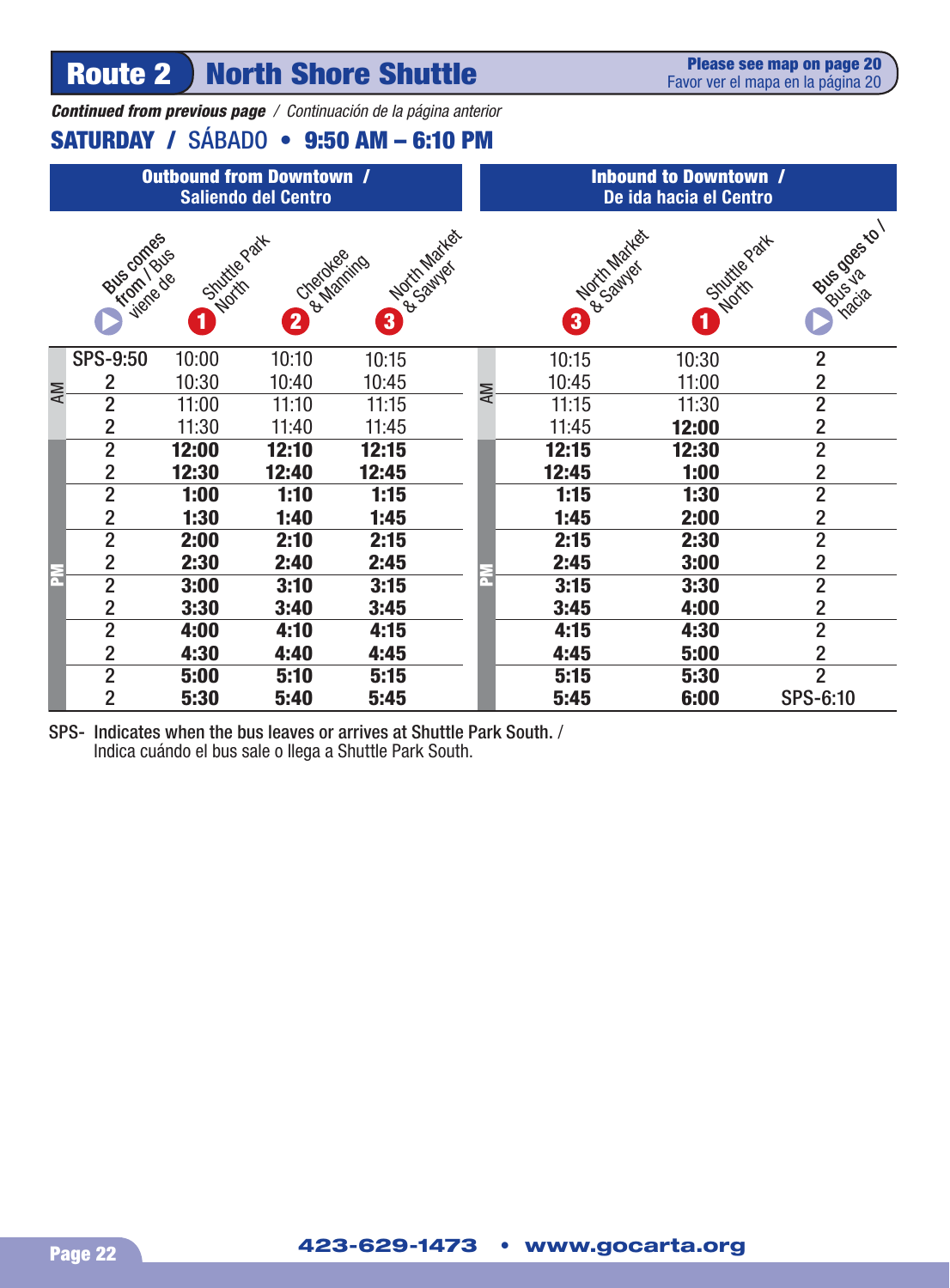# Route 2 North Shore Shuttle

**Please see map on page 20**
Favor ver el mapa en la página 20

***Continued from previous page*** / *Continuación de la página anterior*

## SATURDAY / SÁBADO • 9:50 AM – 6:10 PM

| | Outbound from Downtown / Saliendo del Centro | | | | | Inbound to Downtown / De ida hacia el Centro | | |
|---|---|---|---|---|---|---|---|---|
| | Bus comes from / Bus viene de | 1 Shuttle Park North | 2 Cherokee & Manning | 3 North Market & Sawyer | | 3 North Market & Sawyer | 1 Shuttle Park North | Bus goes to / Bus va hacia |
| AM | SPS-9:50 | 10:00 | 10:10 | 10:15 | AM | 10:15 | 10:30 | 2 |
| AM | 2 | 10:30 | 10:40 | 10:45 | AM | 10:45 | 11:00 | 2 |
| AM | 2 | 11:00 | 11:10 | 11:15 | AM | 11:15 | 11:30 | 2 |
| AM | 2 | 11:30 | 11:40 | 11:45 | AM | 11:45 | **12:00** | 2 |
| PM | 2 | **12:00** | **12:10** | **12:15** | PM | **12:15** | **12:30** | 2 |
| PM | 2 | **12:30** | **12:40** | **12:45** | PM | **12:45** | **1:00** | 2 |
| PM | 2 | **1:00** | **1:10** | **1:15** | PM | **1:15** | **1:30** | 2 |
| PM | 2 | **1:30** | **1:40** | **1:45** | PM | **1:45** | **2:00** | 2 |
| PM | 2 | **2:00** | **2:10** | **2:15** | PM | **2:15** | **2:30** | 2 |
| PM | 2 | **2:30** | **2:40** | **2:45** | PM | **2:45** | **3:00** | 2 |
| PM | 2 | **3:00** | **3:10** | **3:15** | PM | **3:15** | **3:30** | 2 |
| PM | 2 | **3:30** | **3:40** | **3:45** | PM | **3:45** | **4:00** | 2 |
| PM | 2 | **4:00** | **4:10** | **4:15** | PM | **4:15** | **4:30** | 2 |
| PM | 2 | **4:30** | **4:40** | **4:45** | PM | **4:45** | **5:00** | 2 |
| PM | 2 | **5:00** | **5:10** | **5:15** | PM | **5:15** | **5:30** | 2 |
| PM | 2 | **5:30** | **5:40** | **5:45** | PM | **5:45** | **6:00** | SPS-6:10 |

SPS- Indicates when the bus leaves or arrives at Shuttle Park South. /
Indica cuándo el bus sale o llega a Shuttle Park South.

**423-629-1473 • www.gocarta.org**